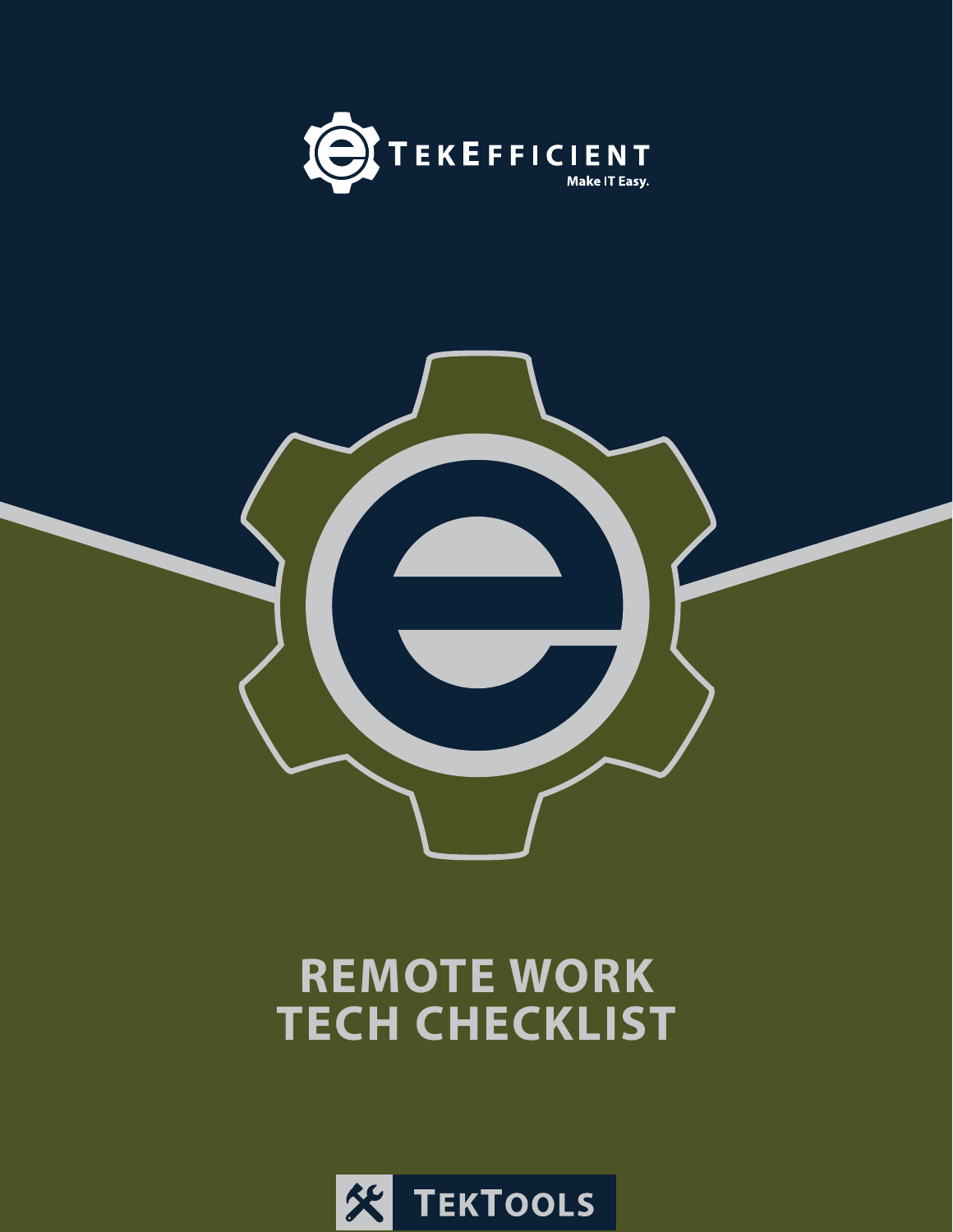TEKEFFICIENT

Make IT Easy.

# REMOTE WORK TECH CHECKLIST

TEKTOOLS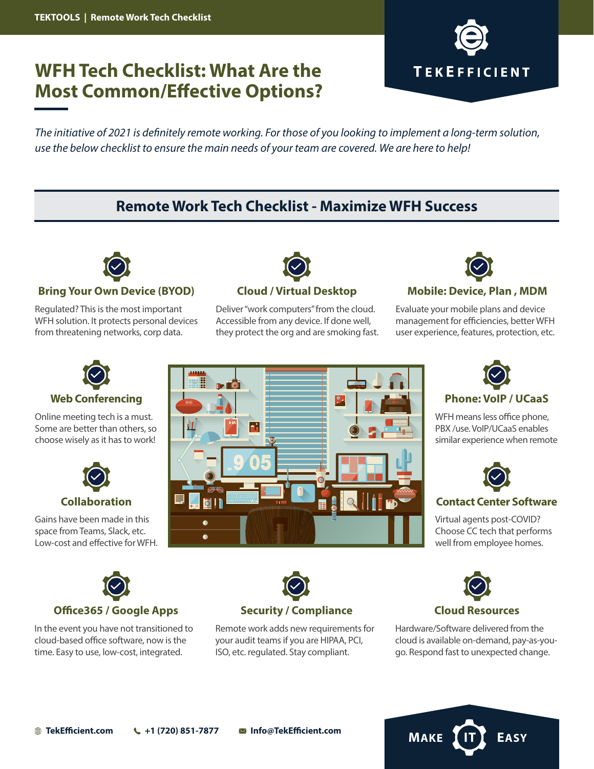# WFH Tech Checklist: What Are the Most Common/Effective Options?

TEKEFFICIENT

*The initiative of 2021 is definitely remote working. For those of you looking to implement a long-term solution, use the below checklist to ensure the main needs of your team are covered. We are here to help!*

## Remote Work Tech Checklist - Maximize WFH Success

### Bring Your Own Device (BYOD)

Regulated? This is the most important WFH solution. It protects personal devices from threatening networks, corp data.

### Cloud / Virtual Desktop

Deliver "work computers" from the cloud. Accessible from any device. If done well, they protect the org and are smoking fast.

### Mobile: Device, Plan , MDM

Evaluate your mobile plans and device management for efficiencies, better WFH user experience, features, protection, etc.

### Web Conferencing

Online meeting tech is a must. Some are better than others, so choose wisely as it has to work!

### Collaboration

Gains have been made in this space from Teams, Slack, etc. Low-cost and effective for WFH.

### Phone: VoIP / UCaaS

WFH means less office phone, PBX /use. VoIP/UCaaS enables similar experience when remote

### Contact Center Software

Virtual agents post-COVID? Choose CC tech that performs well from employee homes.

### Office365 / Google Apps

In the event you have not transitioned to cloud-based office software, now is the time. Easy to use, low-cost, integrated.

### Security / Compliance

Remote work adds new requirements for your audit teams if you are HIPAA, PCI, ISO, etc. regulated. Stay compliant.

### Cloud Resources

Hardware/Software delivered from the cloud is available on-demand, pay-as-you-go. Respond fast to unexpected change.

TekEfficient.com | +1 (720) 851-7877 | Info@TekEfficient.com

MAKE IT EASY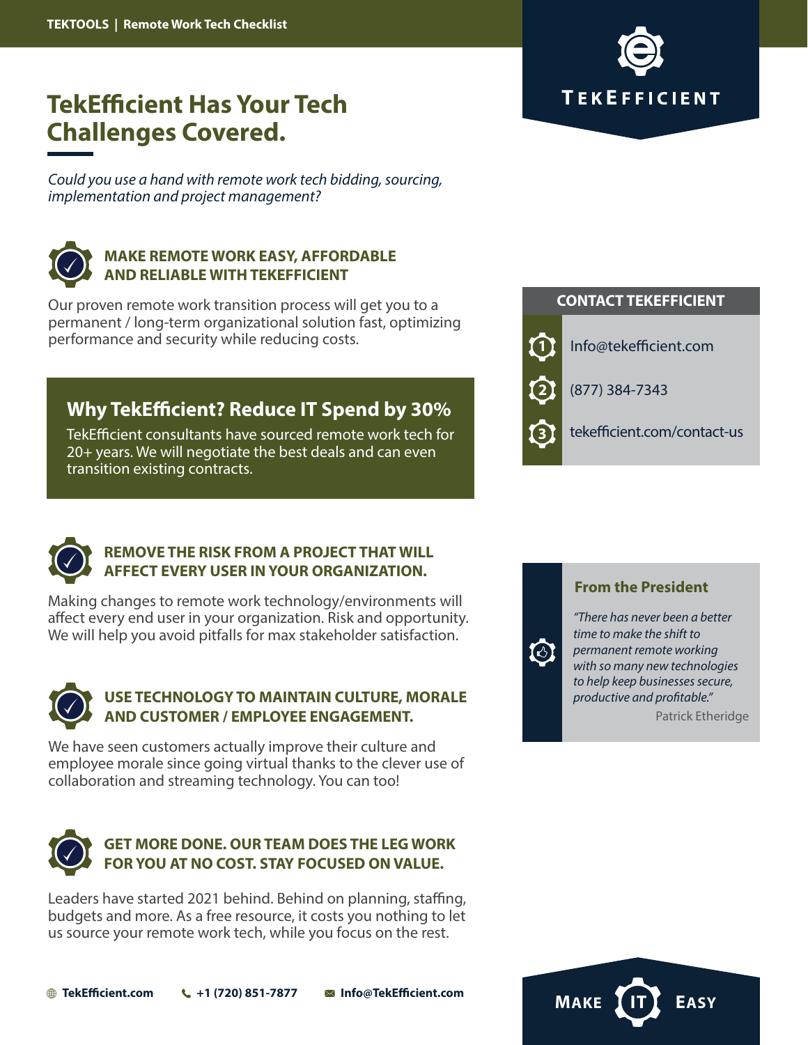# TekEfficient Has Your Tech Challenges Covered.

*Could you use a hand with remote work tech bidding, sourcing, implementation and project management?*

## MAKE REMOTE WORK EASY, AFFORDABLE AND RELIABLE WITH TEKEFFICIENT

Our proven remote work transition process will get you to a permanent / long-term organizational solution fast, optimizing performance and security while reducing costs.

## Why TekEfficient? Reduce IT Spend by 30%

TekEfficient consultants have sourced remote work tech for 20+ years. We will negotiate the best deals and can even transition existing contracts.

## REMOVE THE RISK FROM A PROJECT THAT WILL AFFECT EVERY USER IN YOUR ORGANIZATION.

Making changes to remote work technology/environments will affect every end user in your organization. Risk and opportunity. We will help you avoid pitfalls for max stakeholder satisfaction.

## USE TECHNOLOGY TO MAINTAIN CULTURE, MORALE AND CUSTOMER / EMPLOYEE ENGAGEMENT.

We have seen customers actually improve their culture and employee morale since going virtual thanks to the clever use of collaboration and streaming technology. You can too!

## GET MORE DONE. OUR TEAM DOES THE LEG WORK FOR YOU AT NO COST. STAY FOCUSED ON VALUE.

Leaders have started 2021 behind. Behind on planning, staffing, budgets and more. As a free resource, it costs you nothing to let us source your remote work tech, while you focus on the rest.

TekEfficient.com | +1 (720) 851-7877 | Info@TekEfficient.com

TEKEFFICIENT

### CONTACT TEKEFFICIENT

1. Info@tekefficient.com
2. (877) 384-7343
3. tekefficient.com/contact-us

### From the President

*"There has never been a better time to make the shift to permanent remote working with so many new technologies to help keep businesses secure, productive and profitable."*

Patrick Etheridge

MAKE IT EASY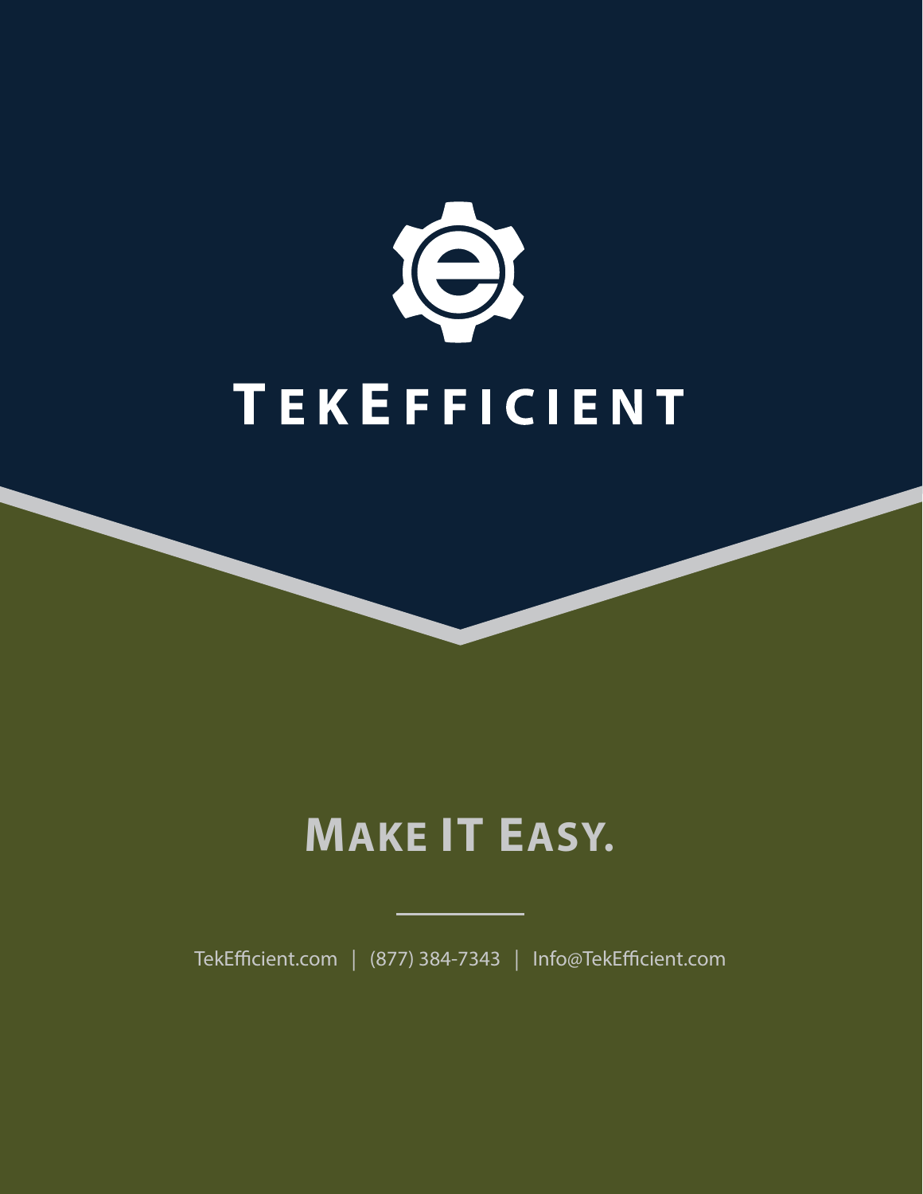# TekEfficient

## Make IT Easy.

TekEfficient.com | (877) 384-7343 | Info@TekEfficient.com